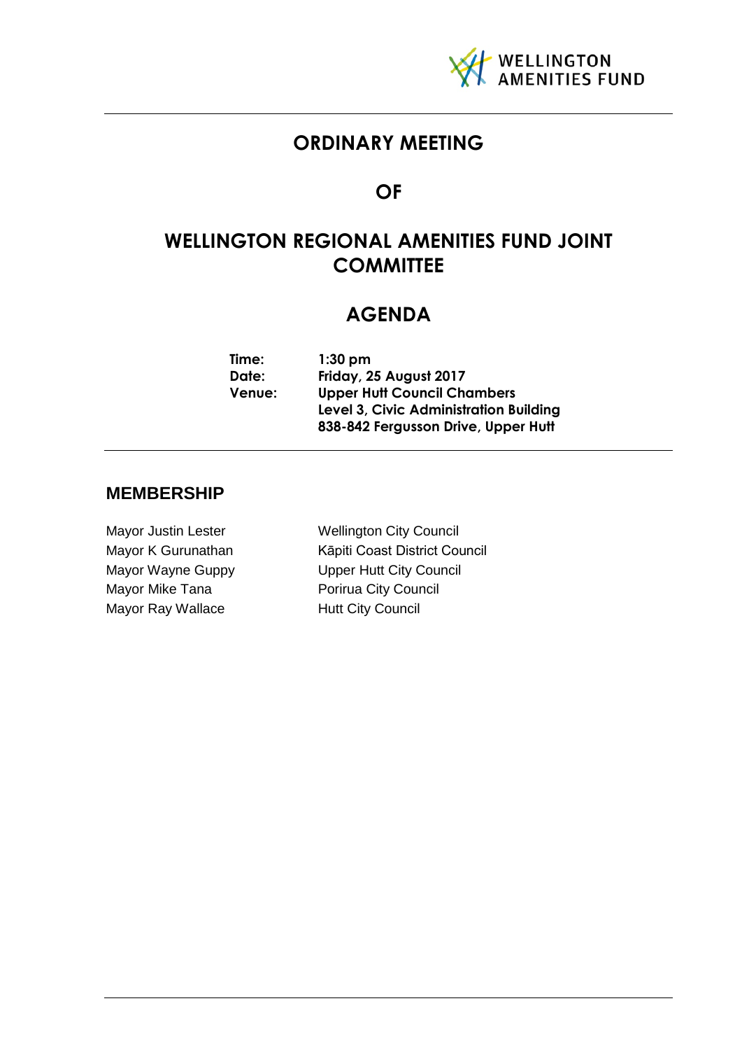WELLINGTON AMENITIES FUND

# ORDINARY MEETING

# OF

# WELLINGTON REGIONAL AMENITIES FUND JOINT COMMITTEE

# AGENDA

| | |
|---|---|
| **Time:** | **1:30 pm** |
| **Date:** | **Friday, 25 August 2017** |
| **Venue:** | **Upper Hutt Council Chambers** |
| | **Level 3, Civic Administration Building** |
| | **838-842 Fergusson Drive, Upper Hutt** |

## MEMBERSHIP

| | |
|---|---|
| Mayor Justin Lester | Wellington City Council |
| Mayor K Gurunathan | Kāpiti Coast District Council |
| Mayor Wayne Guppy | Upper Hutt City Council |
| Mayor Mike Tana | Porirua City Council |
| Mayor Ray Wallace | Hutt City Council |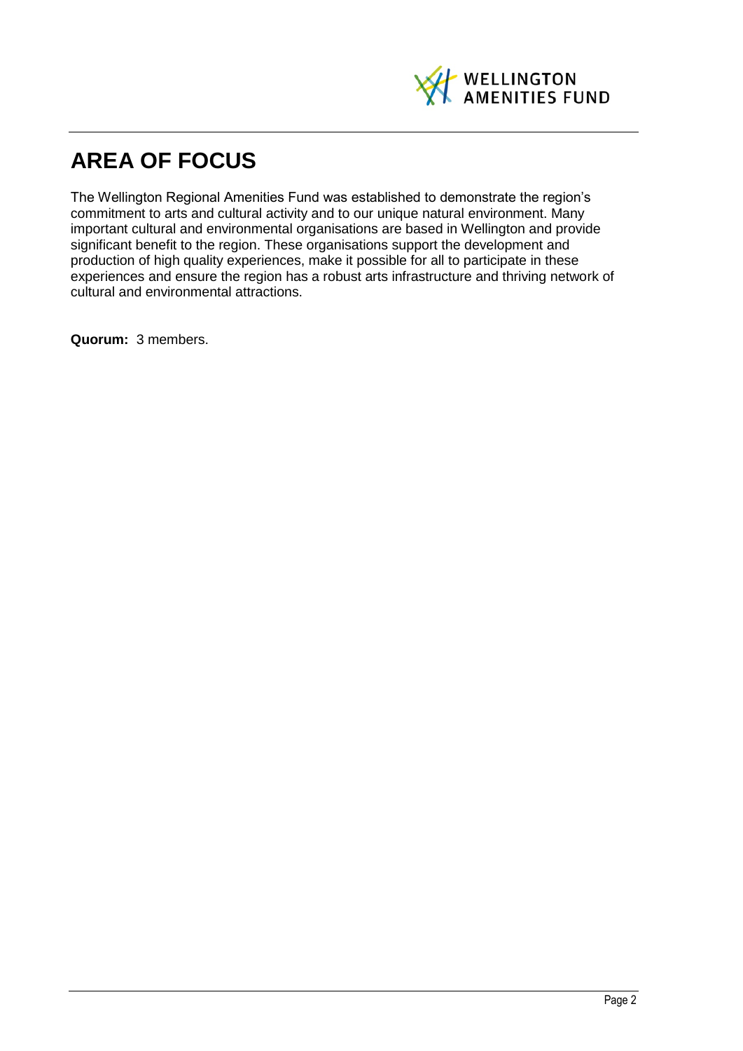# AREA OF FOCUS

The Wellington Regional Amenities Fund was established to demonstrate the region's commitment to arts and cultural activity and to our unique natural environment. Many important cultural and environmental organisations are based in Wellington and provide significant benefit to the region. These organisations support the development and production of high quality experiences, make it possible for all to participate in these experiences and ensure the region has a robust arts infrastructure and thriving network of cultural and environmental attractions.

**Quorum:** 3 members.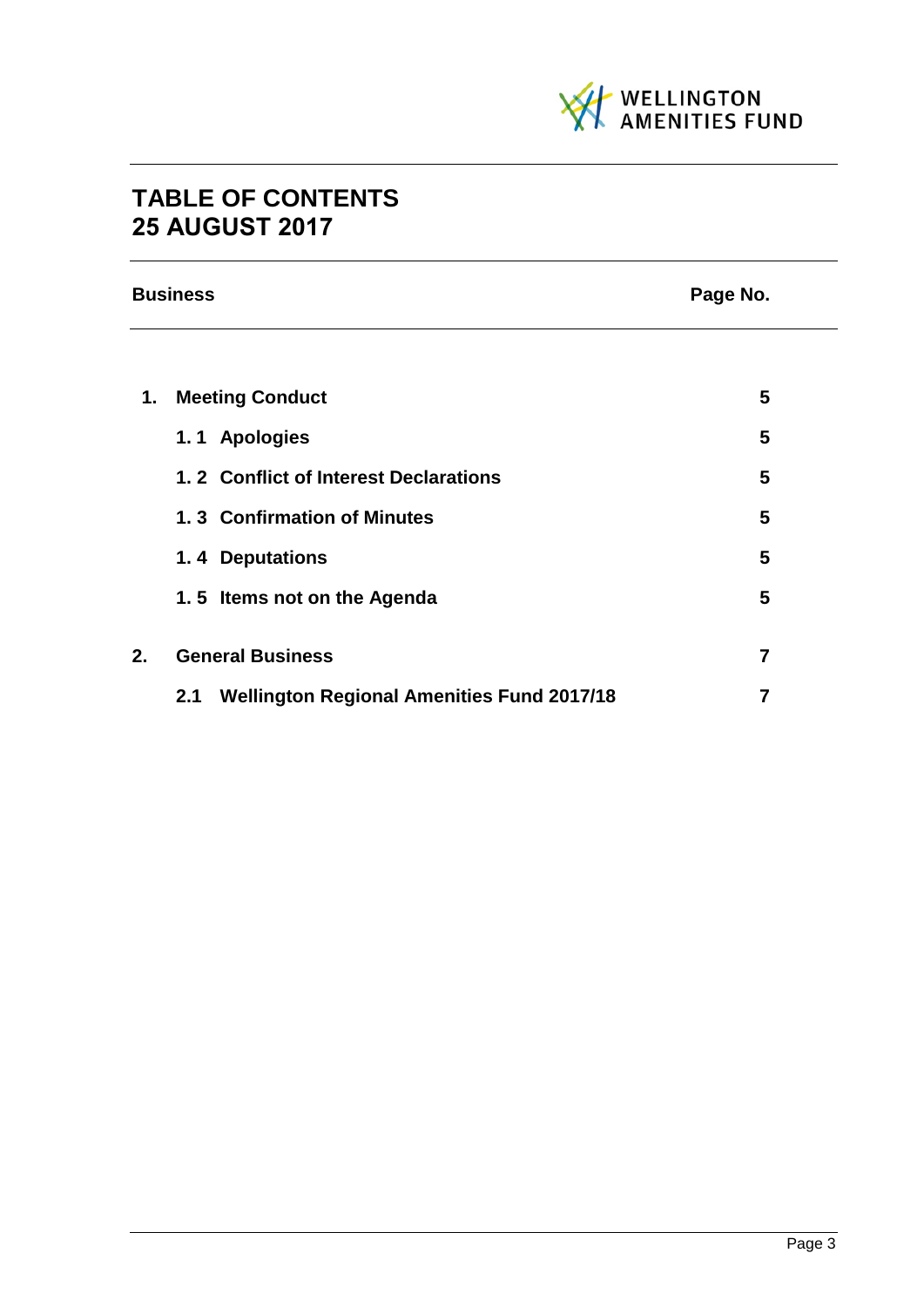WELLINGTON AMENITIES FUND

# TABLE OF CONTENTS
# 25 AUGUST 2017

| Business | | Page No. |
|---|---|---|
| **1.** | **Meeting Conduct** | **5** |
| | **1. 1 Apologies** | **5** |
| | **1. 2 Conflict of Interest Declarations** | **5** |
| | **1. 3 Confirmation of Minutes** | **5** |
| | **1. 4 Deputations** | **5** |
| | **1. 5 Items not on the Agenda** | **5** |
| **2.** | **General Business** | **7** |
| | **2.1 Wellington Regional Amenities Fund 2017/18** | **7** |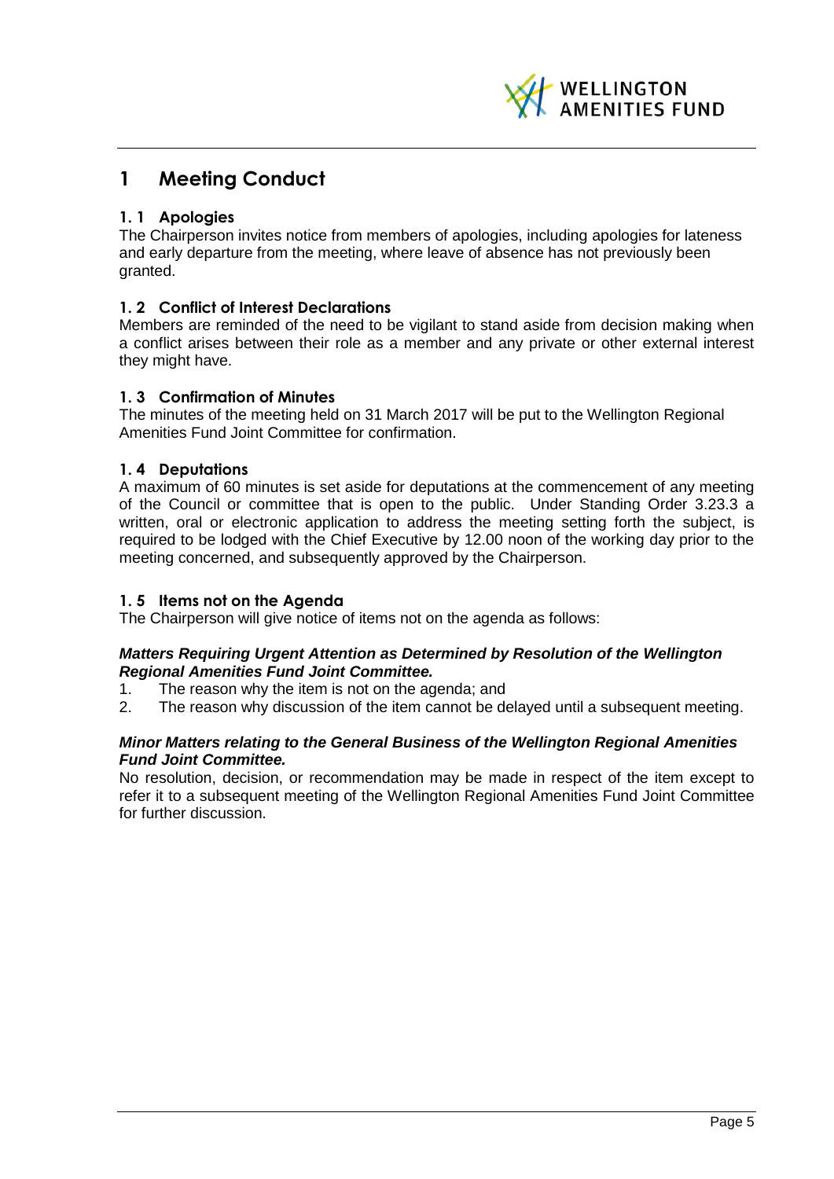# 1 Meeting Conduct

## 1. 1 Apologies

The Chairperson invites notice from members of apologies, including apologies for lateness and early departure from the meeting, where leave of absence has not previously been granted.

## 1. 2 Conflict of Interest Declarations

Members are reminded of the need to be vigilant to stand aside from decision making when a conflict arises between their role as a member and any private or other external interest they might have.

## 1. 3 Confirmation of Minutes

The minutes of the meeting held on 31 March 2017 will be put to the Wellington Regional Amenities Fund Joint Committee for confirmation.

## 1. 4 Deputations

A maximum of 60 minutes is set aside for deputations at the commencement of any meeting of the Council or committee that is open to the public. Under Standing Order 3.23.3 a written, oral or electronic application to address the meeting setting forth the subject, is required to be lodged with the Chief Executive by 12.00 noon of the working day prior to the meeting concerned, and subsequently approved by the Chairperson.

## 1. 5 Items not on the Agenda

The Chairperson will give notice of items not on the agenda as follows:

***Matters Requiring Urgent Attention as Determined by Resolution of the Wellington Regional Amenities Fund Joint Committee.***

1. The reason why the item is not on the agenda; and
2. The reason why discussion of the item cannot be delayed until a subsequent meeting.

***Minor Matters relating to the General Business of the Wellington Regional Amenities Fund Joint Committee.***

No resolution, decision, or recommendation may be made in respect of the item except to refer it to a subsequent meeting of the Wellington Regional Amenities Fund Joint Committee for further discussion.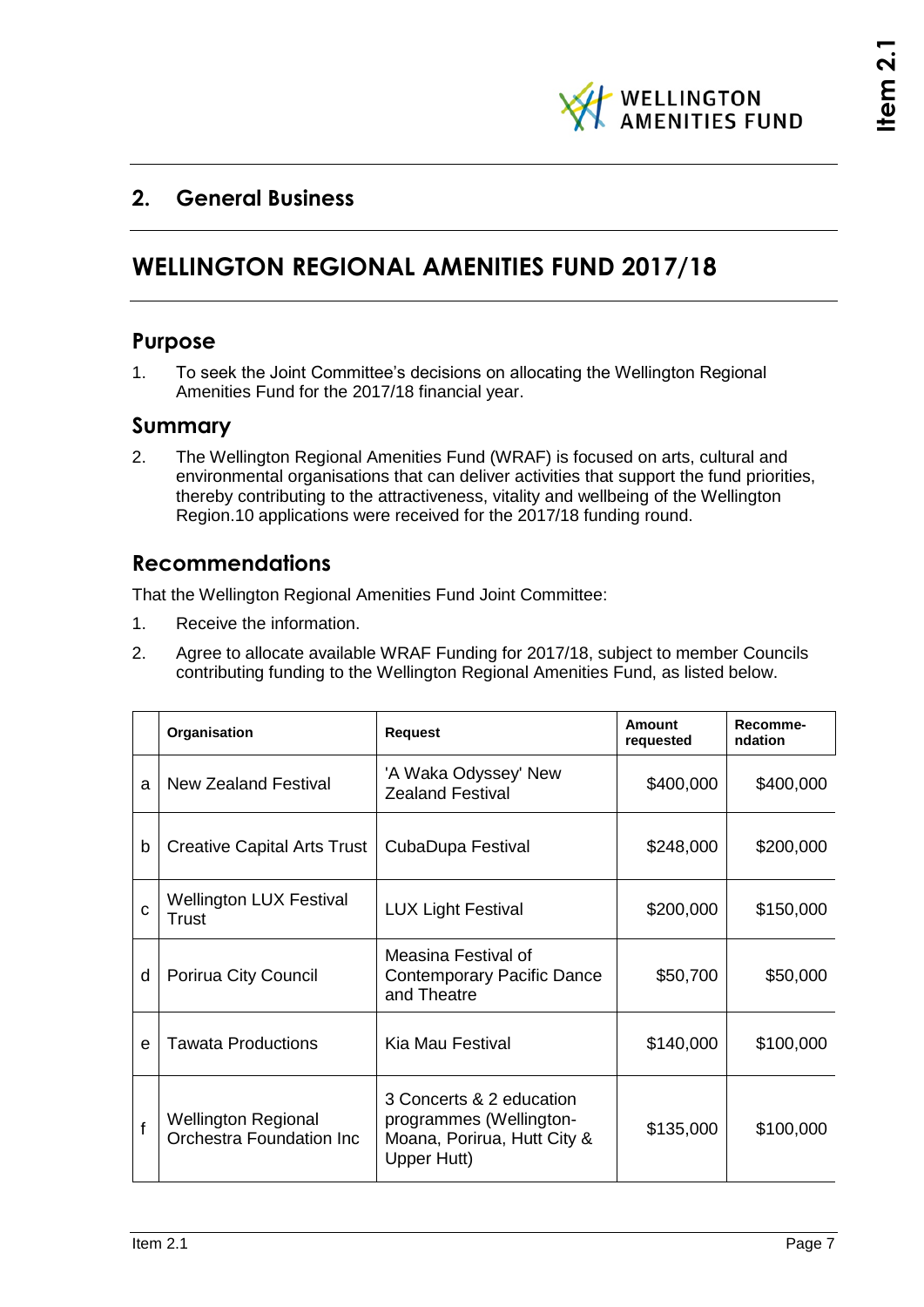## 2. General Business

# WELLINGTON REGIONAL AMENITIES FUND 2017/18

## Purpose

1. To seek the Joint Committee's decisions on allocating the Wellington Regional Amenities Fund for the 2017/18 financial year.

## Summary

2. The Wellington Regional Amenities Fund (WRAF) is focused on arts, cultural and environmental organisations that can deliver activities that support the fund priorities, thereby contributing to the attractiveness, vitality and wellbeing of the Wellington Region.10 applications were received for the 2017/18 funding round.

## Recommendations

That the Wellington Regional Amenities Fund Joint Committee:

1. Receive the information.
2. Agree to allocate available WRAF Funding for 2017/18, subject to member Councils contributing funding to the Wellington Regional Amenities Fund, as listed below.

| | Organisation | Request | Amount requested | Recomme-ndation |
|---|---|---|---|---|
| a | New Zealand Festival | 'A Waka Odyssey' New Zealand Festival | $400,000 | $400,000 |
| b | Creative Capital Arts Trust | CubaDupa Festival | $248,000 | $200,000 |
| c | Wellington LUX Festival Trust | LUX Light Festival | $200,000 | $150,000 |
| d | Porirua City Council | Measina Festival of Contemporary Pacific Dance and Theatre | $50,700 | $50,000 |
| e | Tawata Productions | Kia Mau Festival | $140,000 | $100,000 |
| f | Wellington Regional Orchestra Foundation Inc | 3 Concerts & 2 education programmes (Wellington-Moana, Porirua, Hutt City & Upper Hutt) | $135,000 | $100,000 |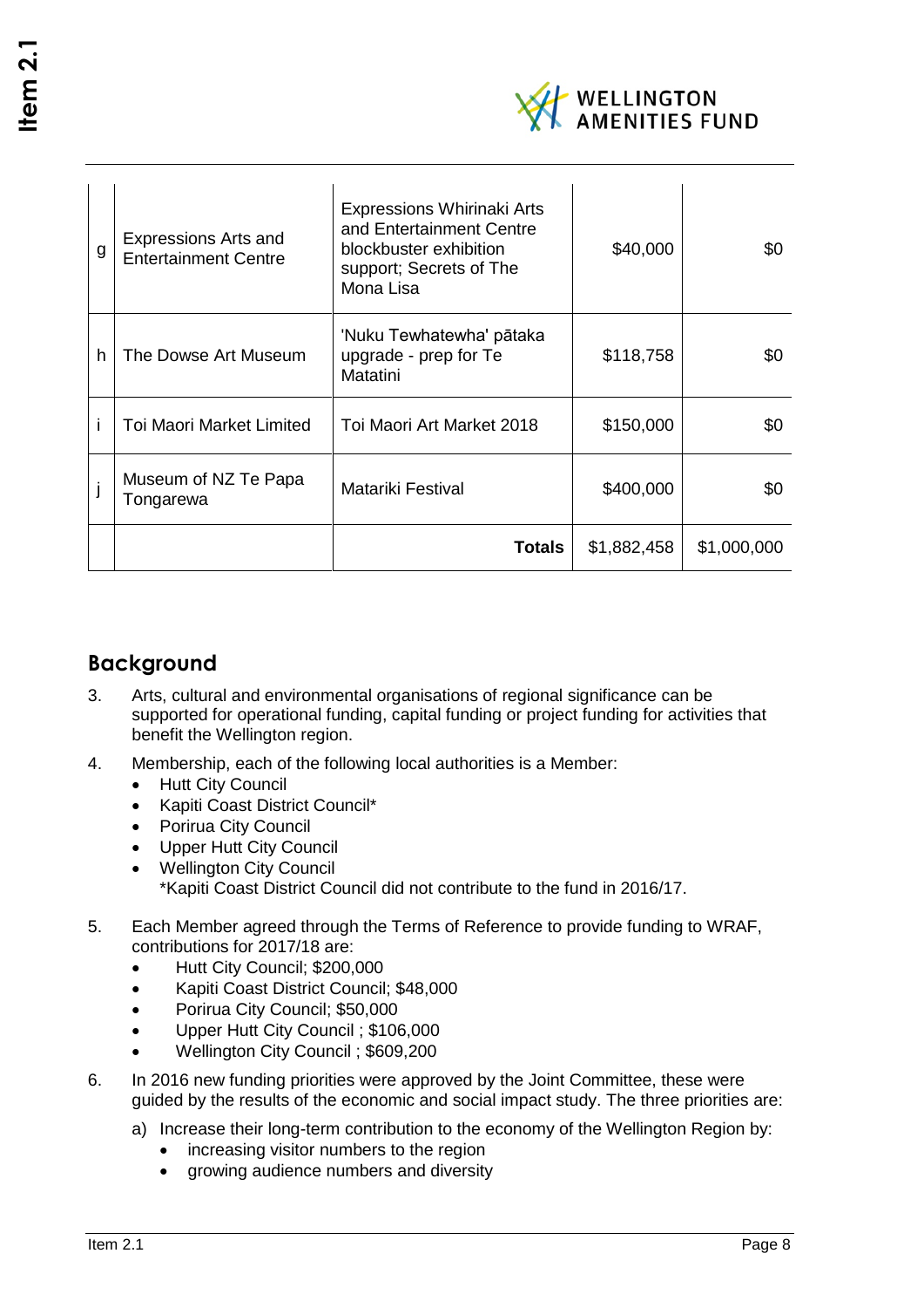| | | | | |
|---|---|---|---|---|
| g | Expressions Arts and Entertainment Centre | Expressions Whirinaki Arts and Entertainment Centre blockbuster exhibition support; Secrets of The Mona Lisa | $40,000 | $0 |
| h | The Dowse Art Museum | 'Nuku Tewhatewha' pātaka upgrade - prep for Te Matatini | $118,758 | $0 |
| i | Toi Maori Market Limited | Toi Maori Art Market 2018 | $150,000 | $0 |
| j | Museum of NZ Te Papa Tongarewa | Matariki Festival | $400,000 | $0 |
| | | **Totals** | $1,882,458 | $1,000,000 |

## Background

3. Arts, cultural and environmental organisations of regional significance can be supported for operational funding, capital funding or project funding for activities that benefit the Wellington region.

4. Membership, each of the following local authorities is a Member:
   - Hutt City Council
   - Kapiti Coast District Council*
   - Porirua City Council
   - Upper Hutt City Council
   - Wellington City Council

   *Kapiti Coast District Council did not contribute to the fund in 2016/17.

5. Each Member agreed through the Terms of Reference to provide funding to WRAF, contributions for 2017/18 are:
   - Hutt City Council; $200,000
   - Kapiti Coast District Council; $48,000
   - Porirua City Council; $50,000
   - Upper Hutt City Council ; $106,000
   - Wellington City Council ; $609,200

6. In 2016 new funding priorities were approved by the Joint Committee, these were guided by the results of the economic and social impact study. The three priorities are:

   a) Increase their long-term contribution to the economy of the Wellington Region by:
      - increasing visitor numbers to the region
      - growing audience numbers and diversity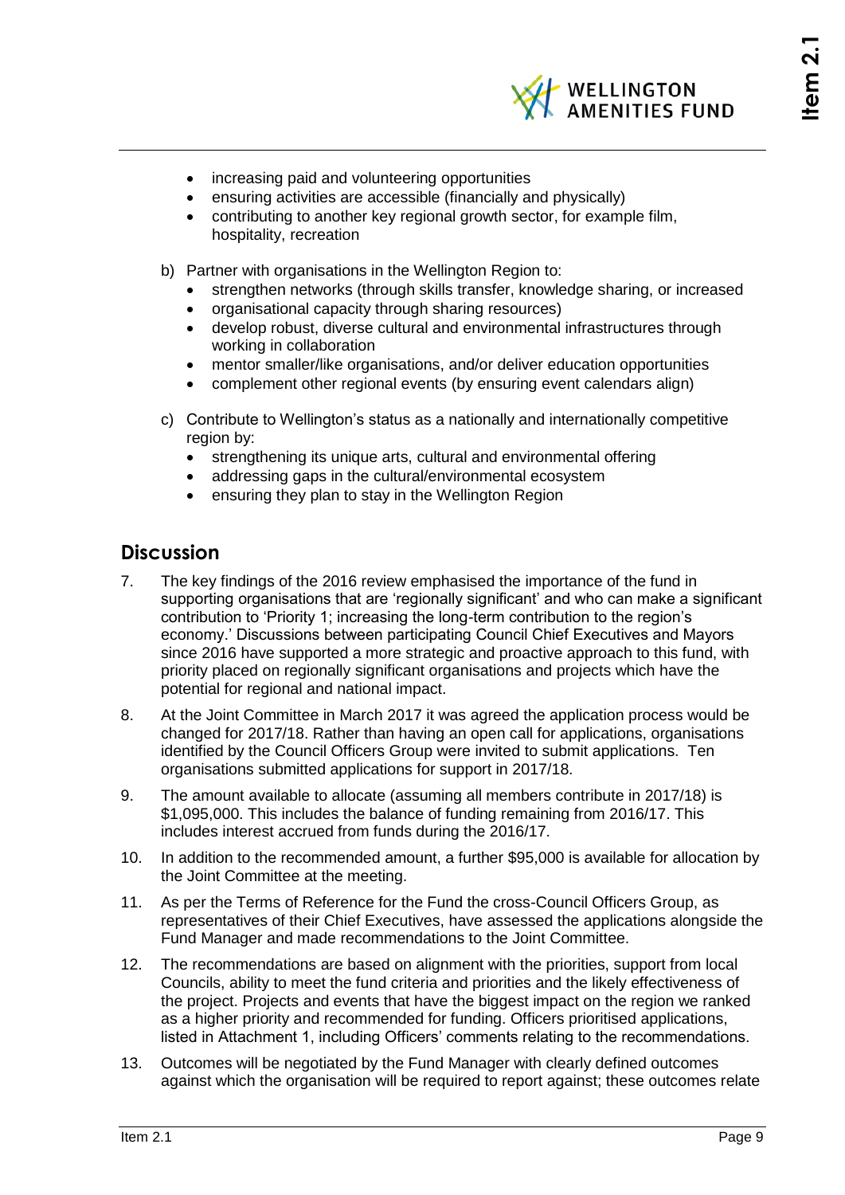- increasing paid and volunteering opportunities
- ensuring activities are accessible (financially and physically)
- contributing to another key regional growth sector, for example film, hospitality, recreation

b) Partner with organisations in the Wellington Region to:
- strengthen networks (through skills transfer, knowledge sharing, or increased
- organisational capacity through sharing resources)
- develop robust, diverse cultural and environmental infrastructures through working in collaboration
- mentor smaller/like organisations, and/or deliver education opportunities
- complement other regional events (by ensuring event calendars align)

c) Contribute to Wellington's status as a nationally and internationally competitive region by:
- strengthening its unique arts, cultural and environmental offering
- addressing gaps in the cultural/environmental ecosystem
- ensuring they plan to stay in the Wellington Region

## Discussion

7. The key findings of the 2016 review emphasised the importance of the fund in supporting organisations that are 'regionally significant' and who can make a significant contribution to 'Priority 1; increasing the long-term contribution to the region's economy.' Discussions between participating Council Chief Executives and Mayors since 2016 have supported a more strategic and proactive approach to this fund, with priority placed on regionally significant organisations and projects which have the potential for regional and national impact.

8. At the Joint Committee in March 2017 it was agreed the application process would be changed for 2017/18. Rather than having an open call for applications, organisations identified by the Council Officers Group were invited to submit applications. Ten organisations submitted applications for support in 2017/18.

9. The amount available to allocate (assuming all members contribute in 2017/18) is $1,095,000. This includes the balance of funding remaining from 2016/17. This includes interest accrued from funds during the 2016/17.

10. In addition to the recommended amount, a further $95,000 is available for allocation by the Joint Committee at the meeting.

11. As per the Terms of Reference for the Fund the cross-Council Officers Group, as representatives of their Chief Executives, have assessed the applications alongside the Fund Manager and made recommendations to the Joint Committee.

12. The recommendations are based on alignment with the priorities, support from local Councils, ability to meet the fund criteria and priorities and the likely effectiveness of the project. Projects and events that have the biggest impact on the region we ranked as a higher priority and recommended for funding. Officers prioritised applications, listed in Attachment 1, including Officers' comments relating to the recommendations.

13. Outcomes will be negotiated by the Fund Manager with clearly defined outcomes against which the organisation will be required to report against; these outcomes relate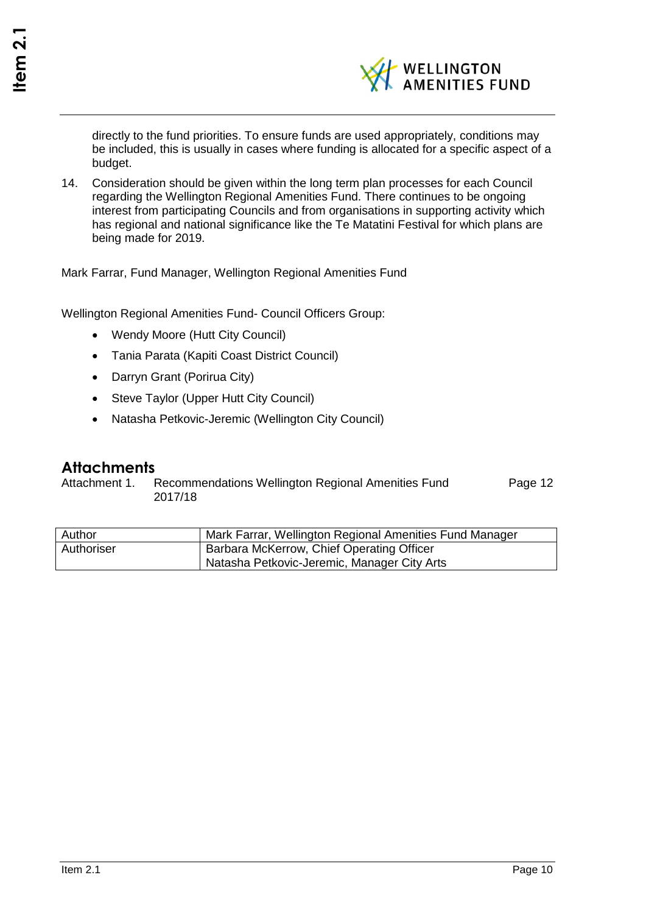directly to the fund priorities. To ensure funds are used appropriately, conditions may be included, this is usually in cases where funding is allocated for a specific aspect of a budget.

14. Consideration should be given within the long term plan processes for each Council regarding the Wellington Regional Amenities Fund. There continues to be ongoing interest from participating Councils and from organisations in supporting activity which has regional and national significance like the Te Matatini Festival for which plans are being made for 2019.

Mark Farrar, Fund Manager, Wellington Regional Amenities Fund

Wellington Regional Amenities Fund- Council Officers Group:

- Wendy Moore (Hutt City Council)
- Tania Parata (Kapiti Coast District Council)
- Darryn Grant (Porirua City)
- Steve Taylor (Upper Hutt City Council)
- Natasha Petkovic-Jeremic (Wellington City Council)

## Attachments

| | | |
|---|---|---|
| Attachment 1. | Recommendations Wellington Regional Amenities Fund 2017/18 | Page 12 |

| Author | Mark Farrar, Wellington Regional Amenities Fund Manager |
|---|---|
| Authoriser | Barbara McKerrow, Chief Operating Officer<br>Natasha Petkovic-Jeremic, Manager City Arts |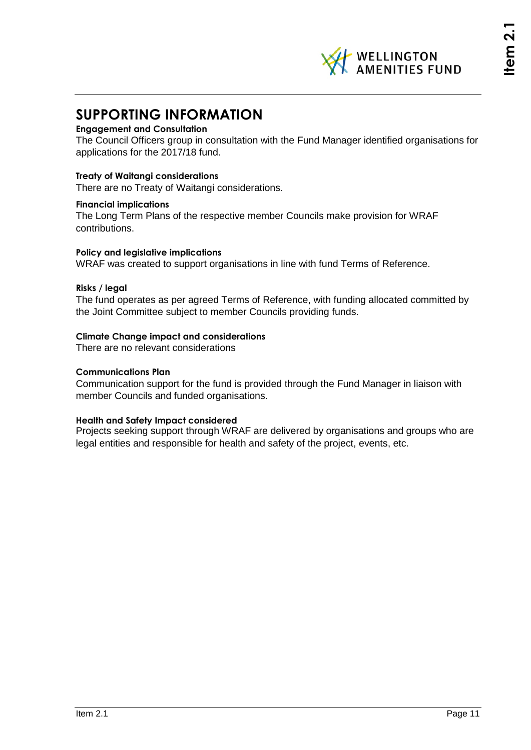# SUPPORTING INFORMATION

**Engagement and Consultation**

The Council Officers group in consultation with the Fund Manager identified organisations for applications for the 2017/18 fund.

**Treaty of Waitangi considerations**

There are no Treaty of Waitangi considerations.

**Financial implications**

The Long Term Plans of the respective member Councils make provision for WRAF contributions.

**Policy and legislative implications**

WRAF was created to support organisations in line with fund Terms of Reference.

**Risks / legal**

The fund operates as per agreed Terms of Reference, with funding allocated committed by the Joint Committee subject to member Councils providing funds.

**Climate Change impact and considerations**

There are no relevant considerations

**Communications Plan**

Communication support for the fund is provided through the Fund Manager in liaison with member Councils and funded organisations.

**Health and Safety Impact considered**

Projects seeking support through WRAF are delivered by organisations and groups who are legal entities and responsible for health and safety of the project, events, etc.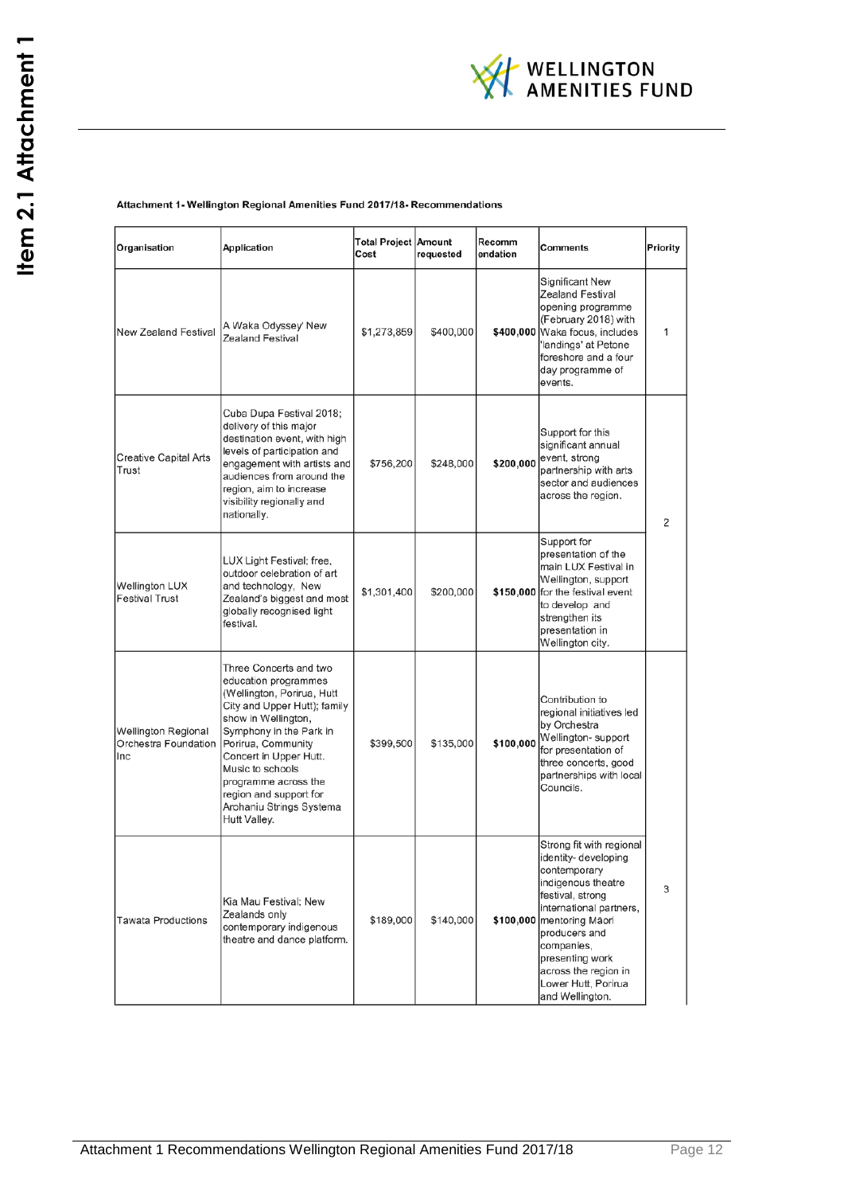**Attachment 1- Wellington Regional Amenities Fund 2017/18- Recommendations**

| Organisation | Application | Total Project Cost | Amount requested | Recommendation | Comments | Priority |
|---|---|---|---|---|---|---|
| New Zealand Festival | A Waka Odyssey' New Zealand Festival | $1,273,859 | $400,000 | **$400,000** | Significant New Zealand Festival opening programme (February 2018) with Waka focus, includes 'landings' at Petone foreshore and a four day programme of events. | 1 |
| Creative Capital Arts Trust | Cuba Dupa Festival 2018; delivery of this major destination event, with high levels of participation and engagement with artists and audiences from around the region, aim to increase visibility regionally and nationally. | $756,200 | $248,000 | **$200,000** | Support for this significant annual event, strong partnership with arts sector and audiences across the region. | 2 |
| Wellington LUX Festival Trust | LUX Light Festival; free, outdoor celebration of art and technology, New Zealand's biggest and most globally recognised light festival. | $1,301,400 | $200,000 | **$150,000** | Support for presentation of the main LUX Festival in Wellington, support for the festival event to develop and strengthen its presentation in Wellington city. | |
| Wellington Regional Orchestra Foundation Inc | Three Concerts and two education programmes (Wellington, Porirua, Hutt City and Upper Hutt); family show in Wellington, Symphony in the Park in Porirua, Community Concert in Upper Hutt. Music to schools programme across the region and support for Arohaniu Strings Systema Hutt Valley. | $399,500 | $135,000 | **$100,000** | Contribution to regional initiatives led by Orchestra Wellington- support for presentation of three concerts, good partnerships with local Councils. | 3 |
| Tawata Productions | Kia Mau Festival: New Zealands only contemporary indigenous theatre and dance platform. | $189,000 | $140,000 | **$100,000** | Strong fit with regional identity- developing contemporary indigenous theatre festival, strong international partners, mentoring Māori producers and companies, presenting work across the region in Lower Hutt, Porirua and Wellington. | |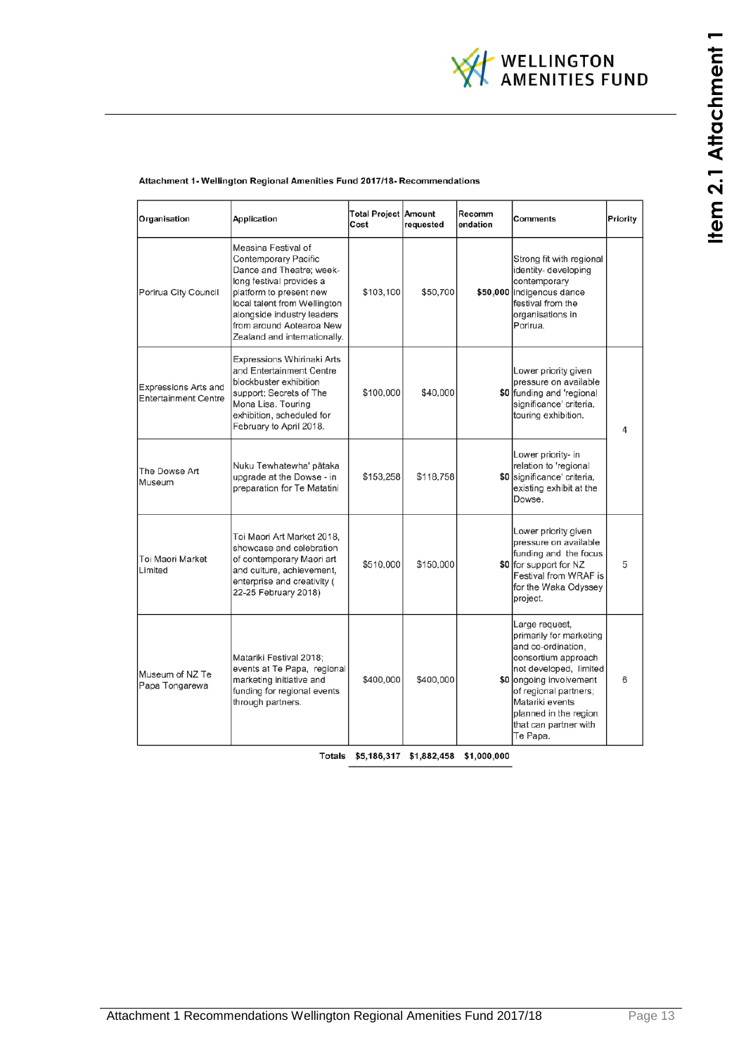Attachment 1- Wellington Regional Amenities Fund 2017/18- Recommendations

| Organisation | Application | Total Project Cost | Amount requested | Recommendation | Comments | Priority |
|---|---|---|---|---|---|---|
| Porirua City Council | Measina Festival of Contemporary Pacific Dance and Theatre; week-long festival provides a platform to present new local talent from Wellington alongside industry leaders from around Aotearoa New Zealand and internationally. | $103,100 | $50,700 | $50,000 | Strong fit with regional identity- developing contemporary indigenous dance festival from the organisations in Porirua. | |
| Expressions Arts and Entertainment Centre | Expressions Whirinaki Arts and Entertainment Centre blockbuster exhibition support: Secrets of The Mona Lisa. Touring exhibition, scheduled for February to April 2018. | $100,000 | $40,000 | $0 | Lower priority given pressure on available funding and 'regional significance' criteria, touring exhibition. | 4 |
| The Dowse Art Museum | Nuku Tewhatewha' pātaka upgrade at the Dowse - in preparation for Te Matatini | $153,258 | $118,758 | $0 | Lower priority- in relation to 'regional significance' criteria, existing exhibit at the Dowse. | |
| Toi Maori Market Limited | Toi Maori Art Market 2018, showcase and celebration of contemporary Maori art and culture, achievement, enterprise and creativity ( 22-25 February 2018) | $510,000 | $150,000 | $0 | Lower priority given pressure on available funding and the focus for support for NZ Festival from WRAF is for the Waka Odyssey project. | 5 |
| Museum of NZ Te Papa Tongarewa | Matariki Festival 2018; events at Te Papa, regional marketing initiative and funding for regional events through partners. | $400,000 | $400,000 | $0 | Large request, primarily for marketing and co-ordination, consortium approach not developed, limited ongoing involvement of regional partners; Matariki events planned in the region that can partner with Te Papa. | 6 |
| | Totals | $5,186,317 | $1,882,458 | $1,000,000 | | |